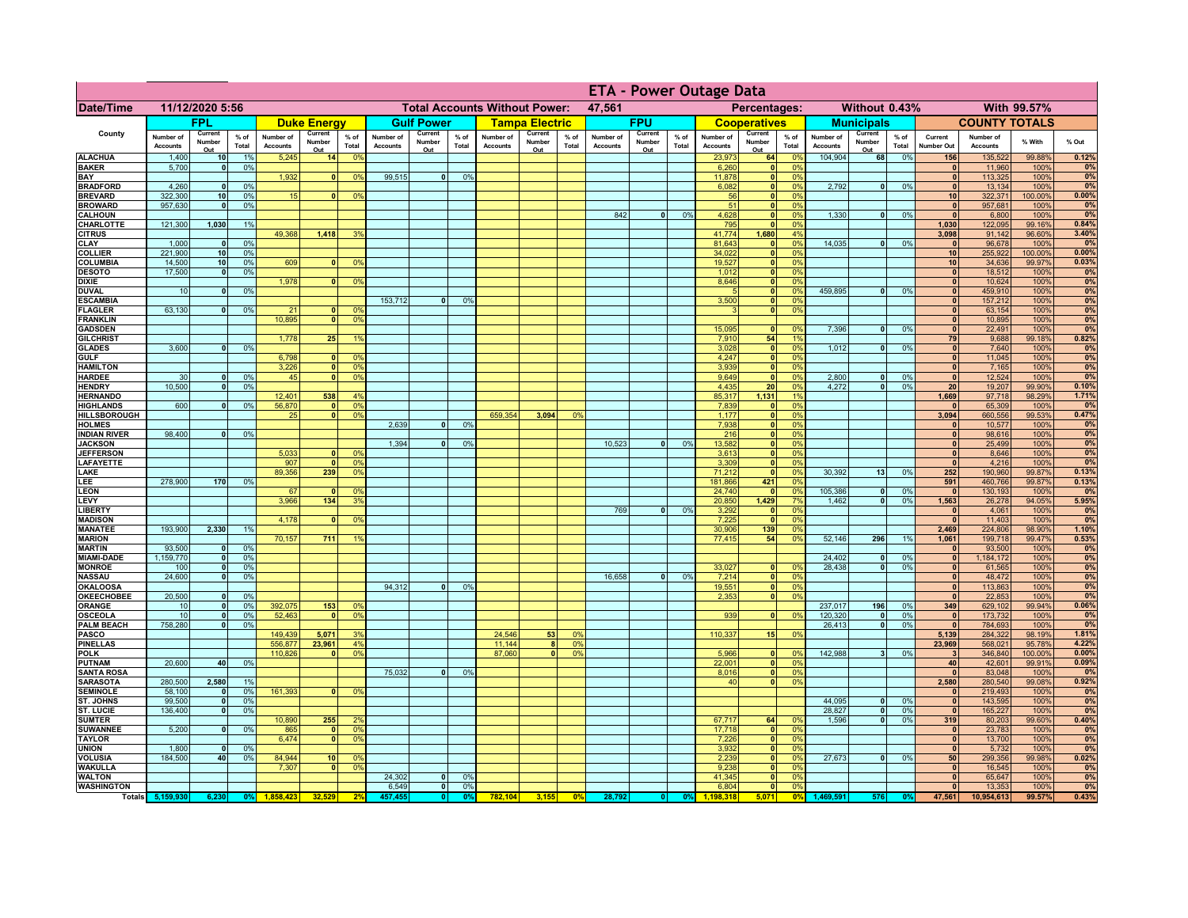# ETA - Power Outage Data

| Date/Time | 11/12/2020 5:56 | Total Accounts Without Power: | 47,561 | Percentages: | Without 0.43% | With 99.57% |
|---|---|---|---|---|---|---|

| County | FPL | | | Duke Energy | | | Gulf Power | | | Tampa Electric | | | FPU | | | Cooperatives | | | Municipals | | | COUNTY TOTALS | | | |
|---|---|---|---|---|---|---|---|---|---|---|---|---|---|---|---|---|---|---|---|---|---|---|---|---|---|
| | Number of Accounts | Current Number Out | % of Total | Number of Accounts | Current Number Out | % of Total | Number of Accounts | Current Number Out | % of Total | Number of Accounts | Current Number Out | % of Total | Number of Accounts | Current Number Out | % of Total | Number of Accounts | Current Number Out | % of Total | Number of Accounts | Current Number Out | % of Total | Current Number Out | Number of Accounts | % With | % Out |
| ALACHUA | 1,400 | 10 | 1% | 5,245 | 14 | 0% | | | | | | | | | | 23,973 | 64 | 0% | 104,904 | 68 | 0% | 156 | 135,522 | 99.88% | 0.12% |
| BAKER | 5,700 | 0 | 0% | | | | | | | | | | | | | 6,260 | 0 | 0% | | | | 0 | 11,960 | 100% | 0% |
| BAY | | | | 1,932 | 0 | 0% | 99,515 | 0 | 0% | | | | | | | 11,878 | 0 | 0% | | | | 0 | 113,325 | 100% | 0% |
| BRADFORD | 4,260 | 0 | 0% | | | | | | | | | | | | | 6,082 | 0 | 0% | 2,792 | 0 | 0% | 0 | 13,134 | 100% | 0% |
| BREVARD | 322,300 | 10 | 0% | 15 | 0 | 0% | | | | | | | | | | 56 | 0 | 0% | | | | 10 | 322,371 | 100.00% | 0.00% |
| BROWARD | 957,630 | 0 | 0% | | | | | | | | | | | | | 51 | 0 | 0% | | | | 0 | 957,681 | 100% | 0% |
| CALHOUN | | | | | | | | | | | | | 842 | 0 | 0% | 4,628 | 0 | 0% | 1,330 | 0 | 0% | 0 | 6,800 | 100% | 0% |
| CHARLOTTE | 121,300 | 1,030 | 1% | | | | | | | | | | | | | 795 | 0 | 0% | | | | 1,030 | 122,095 | 99.16% | 0.84% |
| CITRUS | | | | 49,368 | 1,418 | 3% | | | | | | | | | | 41,774 | 1,680 | 4% | | | | 3,098 | 91,142 | 96.60% | 3.40% |
| CLAY | 1,000 | 0 | 0% | | | | | | | | | | | | | 81,643 | 0 | 0% | 14,035 | 0 | 0% | 0 | 96,678 | 100% | 0% |
| COLLIER | 221,900 | 10 | 0% | | | | | | | | | | | | | 34,022 | 0 | 0% | | | | 10 | 255,922 | 100.00% | 0.00% |
| COLUMBIA | 14,500 | 10 | 0% | 609 | 0 | 0% | | | | | | | | | | 19,527 | 0 | 0% | | | | 10 | 34,636 | 99.97% | 0.03% |
| DESOTO | 17,500 | 0 | 0% | | | | | | | | | | | | | 1,012 | 0 | 0% | | | | 0 | 18,512 | 100% | 0% |
| DIXIE | | | | 1,978 | 0 | 0% | | | | | | | | | | 8,646 | 0 | 0% | | | | 0 | 10,624 | 100% | 0% |
| DUVAL | 10 | 0 | 0% | | | | | | | | | | | | | 5 | 0 | 0% | 459,895 | 0 | 0% | 0 | 459,910 | 100% | 0% |
| ESCAMBIA | | | | | | | 153,712 | 0 | 0% | | | | | | | 3,500 | 0 | 0% | | | | 0 | 157,212 | 100% | 0% |
| FLAGLER | 63,130 | 0 | 0% | 21 | 0 | 0% | | | | | | | | | | 3 | 0 | 0% | | | | 0 | 63,154 | 100% | 0% |
| FRANKLIN | | | | 10,895 | 0 | 0% | | | | | | | | | | | | | | | | 0 | 10,895 | 100% | 0% |
| GADSDEN | | | | | | | | | | | | | | | | 15,095 | 0 | 0% | 7,396 | 0 | 0% | 0 | 22,491 | 100% | 0% |
| GILCHRIST | | | | 1,778 | 25 | 1% | | | | | | | | | | 7,910 | 54 | 1% | | | | 79 | 9,688 | 99.18% | 0.82% |
| GLADES | 3,600 | 0 | 0% | | | | | | | | | | | | | 3,028 | 0 | 0% | 1,012 | 0 | 0% | 0 | 7,640 | 100% | 0% |
| GULF | | | | 6,798 | 0 | 0% | | | | | | | | | | 4,247 | 0 | 0% | | | | 0 | 11,045 | 100% | 0% |
| HAMILTON | | | | 3,226 | 0 | 0% | | | | | | | | | | 3,939 | 0 | 0% | | | | 0 | 7,165 | 100% | 0% |
| HARDEE | 30 | 0 | 0% | 45 | 0 | 0% | | | | | | | | | | 9,649 | 0 | 0% | 2,800 | 0 | 0% | 0 | 12,524 | 100% | 0% |
| HENDRY | 10,500 | 0 | 0% | | | | | | | | | | | | | 4,435 | 20 | 0% | 4,272 | 0 | 0% | 20 | 19,207 | 99.90% | 0.10% |
| HERNANDO | | | | 12,401 | 538 | 4% | | | | | | | | | | 85,317 | 1,131 | 1% | | | | 1,669 | 97,718 | 98.29% | 1.71% |
| HIGHLANDS | 600 | 0 | 0% | 56,870 | 0 | 0% | | | | | | | | | | 7,839 | 0 | 0% | | | | 0 | 65,309 | 100% | 0% |
| HILLSBOROUGH | | | | 25 | 0 | 0% | | | | 659,354 | 3,094 | 0% | | | | 1,177 | 0 | 0% | | | | 3,094 | 660,556 | 99.53% | 0.47% |
| HOLMES | | | | | | | 2,639 | 0 | 0% | | | | | | | 7,938 | 0 | 0% | | | | 0 | 10,577 | 100% | 0% |
| INDIAN RIVER | 98,400 | 0 | 0% | | | | | | | | | | | | | 216 | 0 | 0% | | | | 0 | 98,616 | 100% | 0% |
| JACKSON | | | | | | | 1,394 | 0 | 0% | | | | 10,523 | 0 | 0% | 13,582 | 0 | 0% | | | | 0 | 25,499 | 100% | 0% |
| JEFFERSON | | | | 5,033 | 0 | 0% | | | | | | | | | | 3,613 | 0 | 0% | | | | 0 | 8,646 | 100% | 0% |
| LAFAYETTE | | | | 907 | 0 | 0% | | | | | | | | | | 3,309 | 0 | 0% | | | | 0 | 4,216 | 100% | 0% |
| LAKE | | | | 89,356 | 239 | 0% | | | | | | | | | | 71,212 | 0 | 0% | 30,392 | 13 | 0% | 252 | 190,960 | 99.87% | 0.13% |
| LEE | 278,900 | 170 | 0% | | | | | | | | | | | | | 181,866 | 421 | 0% | | | | 591 | 460,766 | 99.87% | 0.13% |
| LEON | | | | 67 | 0 | 0% | | | | | | | | | | 24,740 | 0 | 0% | 105,386 | 0 | 0% | 0 | 130,193 | 100% | 0% |
| LEVY | | | | 3,966 | 134 | 3% | | | | | | | | | | 20,850 | 1,429 | 7% | 1,462 | 0 | 0% | 1,563 | 26,278 | 94.05% | 5.95% |
| LIBERTY | | | | | | | | | | | | | 769 | 0 | 0% | 3,292 | 0 | 0% | | | | 0 | 4,061 | 100% | 0% |
| MADISON | | | | 4,178 | 0 | 0% | | | | | | | | | | 7,225 | 0 | 0% | | | | 0 | 11,403 | 100% | 0% |
| MANATEE | 193,900 | 2,330 | 1% | | | | | | | | | | | | | 30,906 | 139 | 0% | | | | 2,469 | 224,806 | 98.90% | 1.10% |
| MARION | | | | 70,157 | 711 | 1% | | | | | | | | | | 77,415 | 54 | 0% | 52,146 | 296 | 1% | 1,061 | 199,718 | 99.47% | 0.53% |
| MARTIN | 93,500 | 0 | 0% | | | | | | | | | | | | | | | | | | | 0 | 93,500 | 100% | 0% |
| MIAMI-DADE | 1,159,770 | 0 | 0% | | | | | | | | | | | | | | | | 24,402 | 0 | 0% | 0 | 1,184,172 | 100% | 0% |
| MONROE | 100 | 0 | 0% | | | | | | | | | | | | | 33,027 | 0 | 0% | 28,438 | 0 | 0% | 0 | 61,565 | 100% | 0% |
| NASSAU | 24,600 | 0 | 0% | | | | | | | | | | 16,658 | 0 | 0% | 7,214 | 0 | 0% | | | | 0 | 48,472 | 100% | 0% |
| OKALOOSA | | | | | | | 94,312 | 0 | 0% | | | | | | | 19,551 | 0 | 0% | | | | 0 | 113,863 | 100% | 0% |
| OKEECHOBEE | 20,500 | 0 | 0% | | | | | | | | | | | | | 2,353 | 0 | 0% | | | | 0 | 22,853 | 100% | 0% |
| ORANGE | 10 | 0 | 0% | 392,075 | 153 | 0% | | | | | | | | | | | | | 237,017 | 196 | 0% | 349 | 629,102 | 99.94% | 0.06% |
| OSCEOLA | 10 | 0 | 0% | 52,463 | 0 | 0% | | | | | | | | | | 939 | 0 | 0% | 120,320 | 0 | 0% | 0 | 173,732 | 100% | 0% |
| PALM BEACH | 758,280 | 0 | 0% | | | | | | | | | | | | | | | | 26,413 | 0 | 0% | 0 | 784,693 | 100% | 0% |
| PASCO | | | | 149,439 | 5,071 | 3% | | | | 24,546 | 53 | 0% | | | | 110,337 | 15 | 0% | | | | 5,139 | 284,322 | 98.19% | 1.81% |
| PINELLAS | | | | 556,877 | 23,961 | 4% | | | | 11,144 | 8 | 0% | | | | | | | | | | 23,969 | 568,021 | 95.78% | 4.22% |
| POLK | | | | 110,826 | 0 | 0% | | | | 87,060 | 0 | 0% | | | | 5,966 | 0 | 0% | 142,988 | 3 | 0% | 3 | 346,840 | 100.00% | 0.00% |
| PUTNAM | 20,600 | 40 | 0% | | | | | | | | | | | | | 22,001 | 0 | 0% | | | | 40 | 42,601 | 99.91% | 0.09% |
| SANTA ROSA | | | | | | | 75,032 | 0 | 0% | | | | | | | 8,016 | 0 | 0% | | | | 0 | 83,048 | 100% | 0% |
| SARASOTA | 280,500 | 2,580 | 1% | | | | | | | | | | | | | 40 | 0 | 0% | | | | 2,580 | 280,540 | 99.08% | 0.92% |
| SEMINOLE | 58,100 | 0 | 0% | 161,393 | 0 | 0% | | | | | | | | | | | | | | | | 0 | 219,493 | 100% | 0% |
| ST. JOHNS | 99,500 | 0 | 0% | | | | | | | | | | | | | | | | 44,095 | 0 | 0% | 0 | 143,595 | 100% | 0% |
| ST. LUCIE | 136,400 | 0 | 0% | | | | | | | | | | | | | | | | 28,827 | 0 | 0% | 0 | 165,227 | 100% | 0% |
| SUMTER | | | | 10,890 | 255 | 2% | | | | | | | | | | 67,717 | 64 | 0% | 1,596 | 0 | 0% | 319 | 80,203 | 99.60% | 0.40% |
| SUWANNEE | 5,200 | 0 | 0% | 865 | 0 | 0% | | | | | | | | | | 17,718 | 0 | 0% | | | | 0 | 23,783 | 100% | 0% |
| TAYLOR | | | | 6,474 | 0 | 0% | | | | | | | | | | 7,226 | 0 | 0% | | | | 0 | 13,700 | 100% | 0% |
| UNION | 1,800 | 0 | 0% | | | | | | | | | | | | | 3,932 | 0 | 0% | | | | 0 | 5,732 | 100% | 0% |
| VOLUSIA | 184,500 | 40 | 0% | 84,944 | 10 | 0% | | | | | | | | | | 2,239 | 0 | 0% | 27,673 | 0 | 0% | 50 | 299,356 | 99.98% | 0.02% |
| WAKULLA | | | | 7,307 | 0 | 0% | | | | | | | | | | 9,238 | 0 | 0% | | | | 0 | 16,545 | 100% | 0% |
| WALTON | | | | | | | 24,302 | 0 | 0% | | | | | | | 41,345 | 0 | 0% | | | | 0 | 65,647 | 100% | 0% |
| WASHINGTON | | | | | | | 6,549 | 0 | 0% | | | | | | | 6,804 | 0 | 0% | | | | 0 | 13,353 | 100% | 0% |
| Totals | 5,159,930 | 6,230 | 0% | 1,858,423 | 32,529 | 2% | 457,455 | 0 | 0% | 782,104 | 3,155 | 0% | 28,792 | 0 | 0% | 1,198,318 | 5,071 | 0% | 1,469,591 | 576 | 0% | 47,561 | 10,954,613 | 99.57% | 0.43% |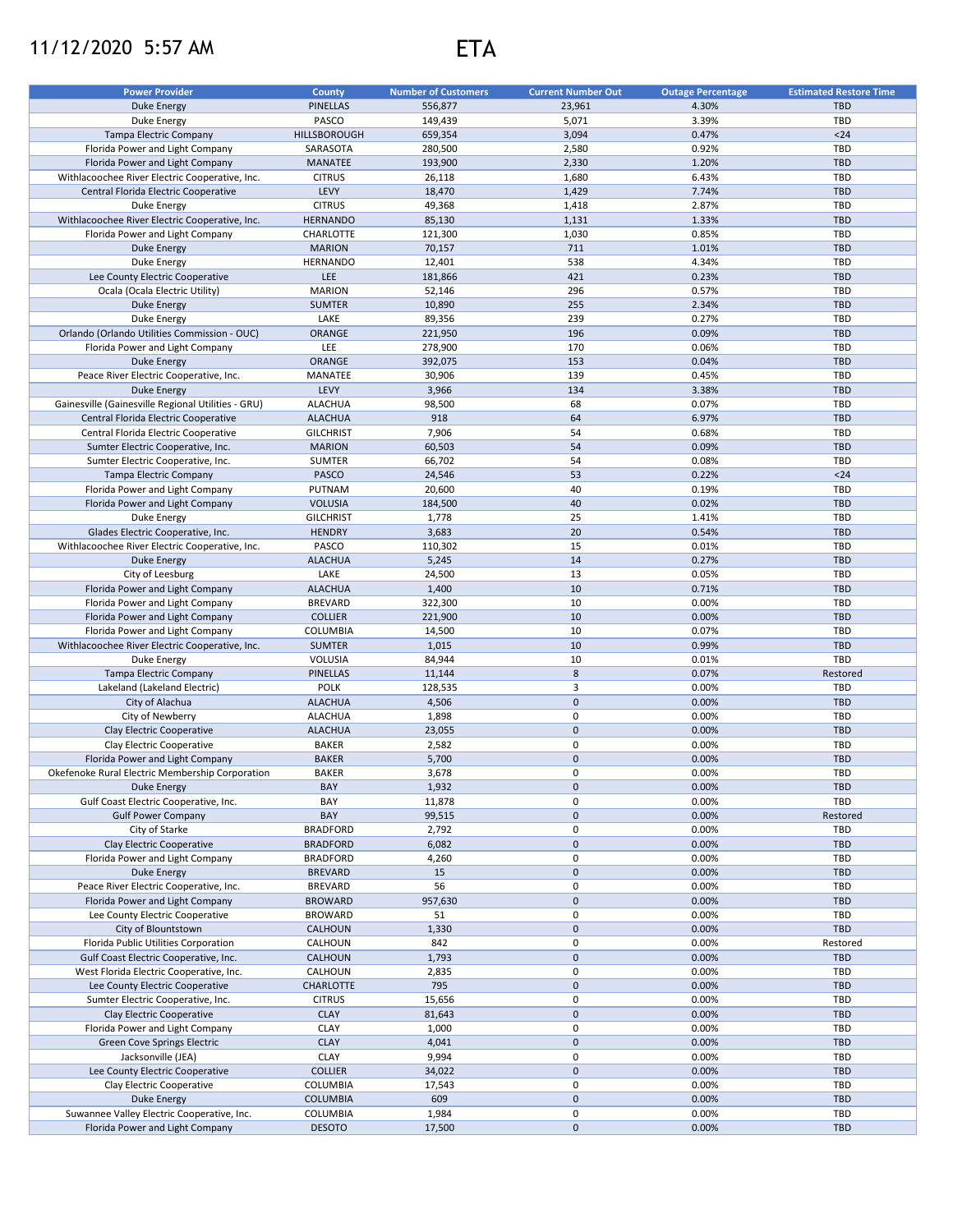11/12/2020 5:57 AM

# ETA

| Power Provider | County | Number of Customers | Current Number Out | Outage Percentage | Estimated Restore Time |
|---|---|---|---|---|---|
| Duke Energy | PINELLAS | 556,877 | 23,961 | 4.30% | TBD |
| Duke Energy | PASCO | 149,439 | 5,071 | 3.39% | TBD |
| Tampa Electric Company | HILLSBOROUGH | 659,354 | 3,094 | 0.47% | <24 |
| Florida Power and Light Company | SARASOTA | 280,500 | 2,580 | 0.92% | TBD |
| Florida Power and Light Company | MANATEE | 193,900 | 2,330 | 1.20% | TBD |
| Withlacoochee River Electric Cooperative, Inc. | CITRUS | 26,118 | 1,680 | 6.43% | TBD |
| Central Florida Electric Cooperative | LEVY | 18,470 | 1,429 | 7.74% | TBD |
| Duke Energy | CITRUS | 49,368 | 1,418 | 2.87% | TBD |
| Withlacoochee River Electric Cooperative, Inc. | HERNANDO | 85,130 | 1,131 | 1.33% | TBD |
| Florida Power and Light Company | CHARLOTTE | 121,300 | 1,030 | 0.85% | TBD |
| Duke Energy | MARION | 70,157 | 711 | 1.01% | TBD |
| Duke Energy | HERNANDO | 12,401 | 538 | 4.34% | TBD |
| Lee County Electric Cooperative | LEE | 181,866 | 421 | 0.23% | TBD |
| Ocala (Ocala Electric Utility) | MARION | 52,146 | 296 | 0.57% | TBD |
| Duke Energy | SUMTER | 10,890 | 255 | 2.34% | TBD |
| Duke Energy | LAKE | 89,356 | 239 | 0.27% | TBD |
| Orlando (Orlando Utilities Commission - OUC) | ORANGE | 221,950 | 196 | 0.09% | TBD |
| Florida Power and Light Company | LEE | 278,900 | 170 | 0.06% | TBD |
| Duke Energy | ORANGE | 392,075 | 153 | 0.04% | TBD |
| Peace River Electric Cooperative, Inc. | MANATEE | 30,906 | 139 | 0.45% | TBD |
| Duke Energy | LEVY | 3,966 | 134 | 3.38% | TBD |
| Gainesville (Gainesville Regional Utilities - GRU) | ALACHUA | 98,500 | 68 | 0.07% | TBD |
| Central Florida Electric Cooperative | ALACHUA | 918 | 64 | 6.97% | TBD |
| Central Florida Electric Cooperative | GILCHRIST | 7,906 | 54 | 0.68% | TBD |
| Sumter Electric Cooperative, Inc. | MARION | 60,503 | 54 | 0.09% | TBD |
| Sumter Electric Cooperative, Inc. | SUMTER | 66,702 | 54 | 0.08% | TBD |
| Tampa Electric Company | PASCO | 24,546 | 53 | 0.22% | <24 |
| Florida Power and Light Company | PUTNAM | 20,600 | 40 | 0.19% | TBD |
| Florida Power and Light Company | VOLUSIA | 184,500 | 40 | 0.02% | TBD |
| Duke Energy | GILCHRIST | 1,778 | 25 | 1.41% | TBD |
| Glades Electric Cooperative, Inc. | HENDRY | 3,683 | 20 | 0.54% | TBD |
| Withlacoochee River Electric Cooperative, Inc. | PASCO | 110,302 | 15 | 0.01% | TBD |
| Duke Energy | ALACHUA | 5,245 | 14 | 0.27% | TBD |
| City of Leesburg | LAKE | 24,500 | 13 | 0.05% | TBD |
| Florida Power and Light Company | ALACHUA | 1,400 | 10 | 0.71% | TBD |
| Florida Power and Light Company | BREVARD | 322,300 | 10 | 0.00% | TBD |
| Florida Power and Light Company | COLLIER | 221,900 | 10 | 0.00% | TBD |
| Florida Power and Light Company | COLUMBIA | 14,500 | 10 | 0.07% | TBD |
| Withlacoochee River Electric Cooperative, Inc. | SUMTER | 1,015 | 10 | 0.99% | TBD |
| Duke Energy | VOLUSIA | 84,944 | 10 | 0.01% | TBD |
| Tampa Electric Company | PINELLAS | 11,144 | 8 | 0.07% | Restored |
| Lakeland (Lakeland Electric) | POLK | 128,535 | 3 | 0.00% | TBD |
| City of Alachua | ALACHUA | 4,506 | 0 | 0.00% | TBD |
| City of Newberry | ALACHUA | 1,898 | 0 | 0.00% | TBD |
| Clay Electric Cooperative | ALACHUA | 23,055 | 0 | 0.00% | TBD |
| Clay Electric Cooperative | BAKER | 2,582 | 0 | 0.00% | TBD |
| Florida Power and Light Company | BAKER | 5,700 | 0 | 0.00% | TBD |
| Okefenoke Rural Electric Membership Corporation | BAKER | 3,678 | 0 | 0.00% | TBD |
| Duke Energy | BAY | 1,932 | 0 | 0.00% | TBD |
| Gulf Coast Electric Cooperative, Inc. | BAY | 11,878 | 0 | 0.00% | TBD |
| Gulf Power Company | BAY | 99,515 | 0 | 0.00% | Restored |
| City of Starke | BRADFORD | 2,792 | 0 | 0.00% | TBD |
| Clay Electric Cooperative | BRADFORD | 6,082 | 0 | 0.00% | TBD |
| Florida Power and Light Company | BRADFORD | 4,260 | 0 | 0.00% | TBD |
| Duke Energy | BREVARD | 15 | 0 | 0.00% | TBD |
| Peace River Electric Cooperative, Inc. | BREVARD | 56 | 0 | 0.00% | TBD |
| Florida Power and Light Company | BROWARD | 957,630 | 0 | 0.00% | TBD |
| Lee County Electric Cooperative | BROWARD | 51 | 0 | 0.00% | TBD |
| City of Blountstown | CALHOUN | 1,330 | 0 | 0.00% | TBD |
| Florida Public Utilities Corporation | CALHOUN | 842 | 0 | 0.00% | Restored |
| Gulf Coast Electric Cooperative, Inc. | CALHOUN | 1,793 | 0 | 0.00% | TBD |
| West Florida Electric Cooperative, Inc. | CALHOUN | 2,835 | 0 | 0.00% | TBD |
| Lee County Electric Cooperative | CHARLOTTE | 795 | 0 | 0.00% | TBD |
| Sumter Electric Cooperative, Inc. | CITRUS | 15,656 | 0 | 0.00% | TBD |
| Clay Electric Cooperative | CLAY | 81,643 | 0 | 0.00% | TBD |
| Florida Power and Light Company | CLAY | 1,000 | 0 | 0.00% | TBD |
| Green Cove Springs Electric | CLAY | 4,041 | 0 | 0.00% | TBD |
| Jacksonville (JEA) | CLAY | 9,994 | 0 | 0.00% | TBD |
| Lee County Electric Cooperative | COLLIER | 34,022 | 0 | 0.00% | TBD |
| Clay Electric Cooperative | COLUMBIA | 17,543 | 0 | 0.00% | TBD |
| Duke Energy | COLUMBIA | 609 | 0 | 0.00% | TBD |
| Suwannee Valley Electric Cooperative, Inc. | COLUMBIA | 1,984 | 0 | 0.00% | TBD |
| Florida Power and Light Company | DESOTO | 17,500 | 0 | 0.00% | TBD |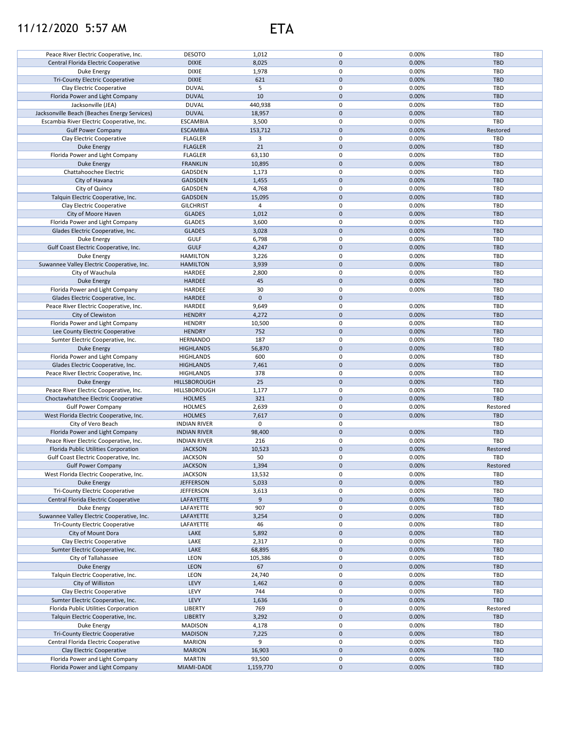# 11/12/2020 5:57 AM ETA

| | | | | | |
|---|---|---|---|---|---|
| Peace River Electric Cooperative, Inc. | DESOTO | 1,012 | 0 | 0.00% | TBD |
| Central Florida Electric Cooperative | DIXIE | 8,025 | 0 | 0.00% | TBD |
| Duke Energy | DIXIE | 1,978 | 0 | 0.00% | TBD |
| Tri-County Electric Cooperative | DIXIE | 621 | 0 | 0.00% | TBD |
| Clay Electric Cooperative | DUVAL | 5 | 0 | 0.00% | TBD |
| Florida Power and Light Company | DUVAL | 10 | 0 | 0.00% | TBD |
| Jacksonville (JEA) | DUVAL | 440,938 | 0 | 0.00% | TBD |
| Jacksonville Beach (Beaches Energy Services) | DUVAL | 18,957 | 0 | 0.00% | TBD |
| Escambia River Electric Cooperative, Inc. | ESCAMBIA | 3,500 | 0 | 0.00% | TBD |
| Gulf Power Company | ESCAMBIA | 153,712 | 0 | 0.00% | Restored |
| Clay Electric Cooperative | FLAGLER | 3 | 0 | 0.00% | TBD |
| Duke Energy | FLAGLER | 21 | 0 | 0.00% | TBD |
| Florida Power and Light Company | FLAGLER | 63,130 | 0 | 0.00% | TBD |
| Duke Energy | FRANKLIN | 10,895 | 0 | 0.00% | TBD |
| Chattahoochee Electric | GADSDEN | 1,173 | 0 | 0.00% | TBD |
| City of Havana | GADSDEN | 1,455 | 0 | 0.00% | TBD |
| City of Quincy | GADSDEN | 4,768 | 0 | 0.00% | TBD |
| Talquin Electric Cooperative, Inc. | GADSDEN | 15,095 | 0 | 0.00% | TBD |
| Clay Electric Cooperative | GILCHRIST | 4 | 0 | 0.00% | TBD |
| City of Moore Haven | GLADES | 1,012 | 0 | 0.00% | TBD |
| Florida Power and Light Company | GLADES | 3,600 | 0 | 0.00% | TBD |
| Glades Electric Cooperative, Inc. | GLADES | 3,028 | 0 | 0.00% | TBD |
| Duke Energy | GULF | 6,798 | 0 | 0.00% | TBD |
| Gulf Coast Electric Cooperative, Inc. | GULF | 4,247 | 0 | 0.00% | TBD |
| Duke Energy | HAMILTON | 3,226 | 0 | 0.00% | TBD |
| Suwannee Valley Electric Cooperative, Inc. | HAMILTON | 3,939 | 0 | 0.00% | TBD |
| City of Wauchula | HARDEE | 2,800 | 0 | 0.00% | TBD |
| Duke Energy | HARDEE | 45 | 0 | 0.00% | TBD |
| Florida Power and Light Company | HARDEE | 30 | 0 | 0.00% | TBD |
| Glades Electric Cooperative, Inc. | HARDEE | 0 | 0 | | TBD |
| Peace River Electric Cooperative, Inc. | HARDEE | 9,649 | 0 | 0.00% | TBD |
| City of Clewiston | HENDRY | 4,272 | 0 | 0.00% | TBD |
| Florida Power and Light Company | HENDRY | 10,500 | 0 | 0.00% | TBD |
| Lee County Electric Cooperative | HENDRY | 752 | 0 | 0.00% | TBD |
| Sumter Electric Cooperative, Inc. | HERNANDO | 187 | 0 | 0.00% | TBD |
| Duke Energy | HIGHLANDS | 56,870 | 0 | 0.00% | TBD |
| Florida Power and Light Company | HIGHLANDS | 600 | 0 | 0.00% | TBD |
| Glades Electric Cooperative, Inc. | HIGHLANDS | 7,461 | 0 | 0.00% | TBD |
| Peace River Electric Cooperative, Inc. | HIGHLANDS | 378 | 0 | 0.00% | TBD |
| Duke Energy | HILLSBOROUGH | 25 | 0 | 0.00% | TBD |
| Peace River Electric Cooperative, Inc. | HILLSBOROUGH | 1,177 | 0 | 0.00% | TBD |
| Choctawhatchee Electric Cooperative | HOLMES | 321 | 0 | 0.00% | TBD |
| Gulf Power Company | HOLMES | 2,639 | 0 | 0.00% | Restored |
| West Florida Electric Cooperative, Inc. | HOLMES | 7,617 | 0 | 0.00% | TBD |
| City of Vero Beach | INDIAN RIVER | 0 | 0 | | TBD |
| Florida Power and Light Company | INDIAN RIVER | 98,400 | 0 | 0.00% | TBD |
| Peace River Electric Cooperative, Inc. | INDIAN RIVER | 216 | 0 | 0.00% | TBD |
| Florida Public Utilities Corporation | JACKSON | 10,523 | 0 | 0.00% | Restored |
| Gulf Coast Electric Cooperative, Inc. | JACKSON | 50 | 0 | 0.00% | TBD |
| Gulf Power Company | JACKSON | 1,394 | 0 | 0.00% | Restored |
| West Florida Electric Cooperative, Inc. | JACKSON | 13,532 | 0 | 0.00% | TBD |
| Duke Energy | JEFFERSON | 5,033 | 0 | 0.00% | TBD |
| Tri-County Electric Cooperative | JEFFERSON | 3,613 | 0 | 0.00% | TBD |
| Central Florida Electric Cooperative | LAFAYETTE | 9 | 0 | 0.00% | TBD |
| Duke Energy | LAFAYETTE | 907 | 0 | 0.00% | TBD |
| Suwannee Valley Electric Cooperative, Inc. | LAFAYETTE | 3,254 | 0 | 0.00% | TBD |
| Tri-County Electric Cooperative | LAFAYETTE | 46 | 0 | 0.00% | TBD |
| City of Mount Dora | LAKE | 5,892 | 0 | 0.00% | TBD |
| Clay Electric Cooperative | LAKE | 2,317 | 0 | 0.00% | TBD |
| Sumter Electric Cooperative, Inc. | LAKE | 68,895 | 0 | 0.00% | TBD |
| City of Tallahassee | LEON | 105,386 | 0 | 0.00% | TBD |
| Duke Energy | LEON | 67 | 0 | 0.00% | TBD |
| Talquin Electric Cooperative, Inc. | LEON | 24,740 | 0 | 0.00% | TBD |
| City of Williston | LEVY | 1,462 | 0 | 0.00% | TBD |
| Clay Electric Cooperative | LEVY | 744 | 0 | 0.00% | TBD |
| Sumter Electric Cooperative, Inc. | LEVY | 1,636 | 0 | 0.00% | TBD |
| Florida Public Utilities Corporation | LIBERTY | 769 | 0 | 0.00% | Restored |
| Talquin Electric Cooperative, Inc. | LIBERTY | 3,292 | 0 | 0.00% | TBD |
| Duke Energy | MADISON | 4,178 | 0 | 0.00% | TBD |
| Tri-County Electric Cooperative | MADISON | 7,225 | 0 | 0.00% | TBD |
| Central Florida Electric Cooperative | MARION | 9 | 0 | 0.00% | TBD |
| Clay Electric Cooperative | MARION | 16,903 | 0 | 0.00% | TBD |
| Florida Power and Light Company | MARTIN | 93,500 | 0 | 0.00% | TBD |
| Florida Power and Light Company | MIAMI-DADE | 1,159,770 | 0 | 0.00% | TBD |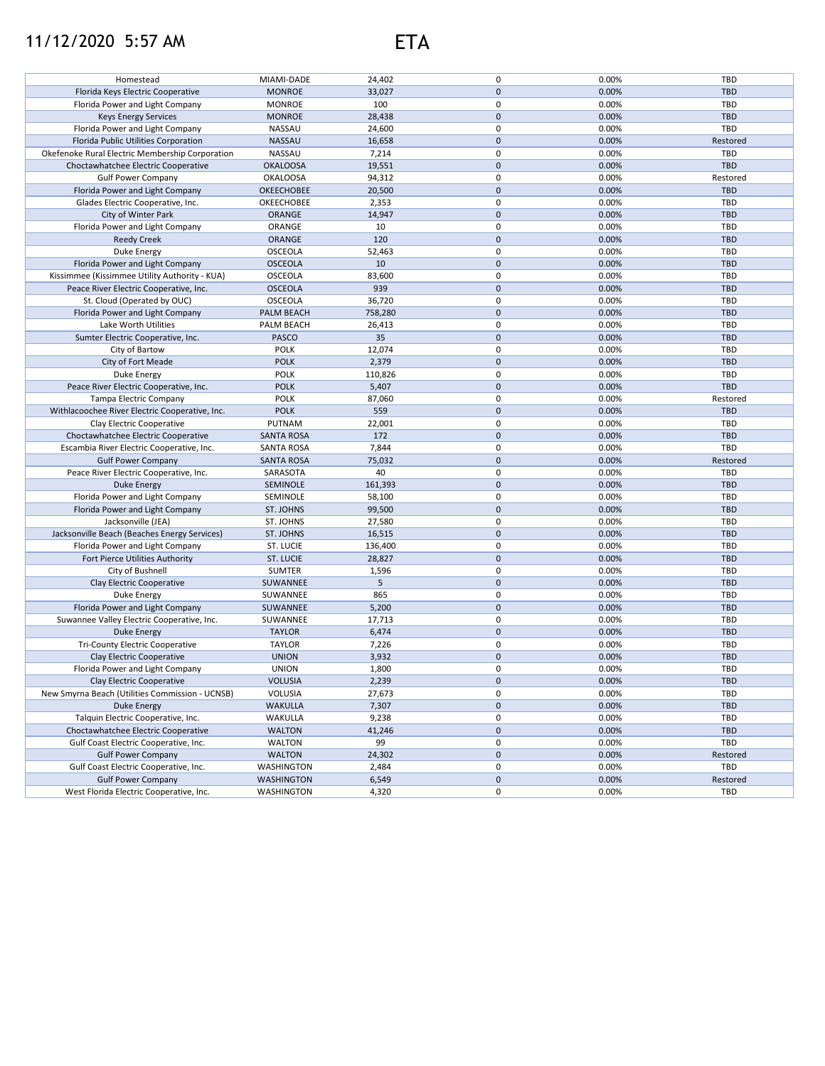# 11/12/2020 5:57 AM ETA

| | | | | | |
|---|---|---|---|---|---|
| Homestead | MIAMI-DADE | 24,402 | 0 | 0.00% | TBD |
| Florida Keys Electric Cooperative | MONROE | 33,027 | 0 | 0.00% | TBD |
| Florida Power and Light Company | MONROE | 100 | 0 | 0.00% | TBD |
| Keys Energy Services | MONROE | 28,438 | 0 | 0.00% | TBD |
| Florida Power and Light Company | NASSAU | 24,600 | 0 | 0.00% | TBD |
| Florida Public Utilities Corporation | NASSAU | 16,658 | 0 | 0.00% | Restored |
| Okefenoke Rural Electric Membership Corporation | NASSAU | 7,214 | 0 | 0.00% | TBD |
| Choctawhatchee Electric Cooperative | OKALOOSA | 19,551 | 0 | 0.00% | TBD |
| Gulf Power Company | OKALOOSA | 94,312 | 0 | 0.00% | Restored |
| Florida Power and Light Company | OKEECHOBEE | 20,500 | 0 | 0.00% | TBD |
| Glades Electric Cooperative, Inc. | OKEECHOBEE | 2,353 | 0 | 0.00% | TBD |
| City of Winter Park | ORANGE | 14,947 | 0 | 0.00% | TBD |
| Florida Power and Light Company | ORANGE | 10 | 0 | 0.00% | TBD |
| Reedy Creek | ORANGE | 120 | 0 | 0.00% | TBD |
| Duke Energy | OSCEOLA | 52,463 | 0 | 0.00% | TBD |
| Florida Power and Light Company | OSCEOLA | 10 | 0 | 0.00% | TBD |
| Kissimmee (Kissimmee Utility Authority - KUA) | OSCEOLA | 83,600 | 0 | 0.00% | TBD |
| Peace River Electric Cooperative, Inc. | OSCEOLA | 939 | 0 | 0.00% | TBD |
| St. Cloud (Operated by OUC) | OSCEOLA | 36,720 | 0 | 0.00% | TBD |
| Florida Power and Light Company | PALM BEACH | 758,280 | 0 | 0.00% | TBD |
| Lake Worth Utilities | PALM BEACH | 26,413 | 0 | 0.00% | TBD |
| Sumter Electric Cooperative, Inc. | PASCO | 35 | 0 | 0.00% | TBD |
| City of Bartow | POLK | 12,074 | 0 | 0.00% | TBD |
| City of Fort Meade | POLK | 2,379 | 0 | 0.00% | TBD |
| Duke Energy | POLK | 110,826 | 0 | 0.00% | TBD |
| Peace River Electric Cooperative, Inc. | POLK | 5,407 | 0 | 0.00% | TBD |
| Tampa Electric Company | POLK | 87,060 | 0 | 0.00% | Restored |
| Withlacoochee River Electric Cooperative, Inc. | POLK | 559 | 0 | 0.00% | TBD |
| Clay Electric Cooperative | PUTNAM | 22,001 | 0 | 0.00% | TBD |
| Choctawhatchee Electric Cooperative | SANTA ROSA | 172 | 0 | 0.00% | TBD |
| Escambia River Electric Cooperative, Inc. | SANTA ROSA | 7,844 | 0 | 0.00% | TBD |
| Gulf Power Company | SANTA ROSA | 75,032 | 0 | 0.00% | Restored |
| Peace River Electric Cooperative, Inc. | SARASOTA | 40 | 0 | 0.00% | TBD |
| Duke Energy | SEMINOLE | 161,393 | 0 | 0.00% | TBD |
| Florida Power and Light Company | SEMINOLE | 58,100 | 0 | 0.00% | TBD |
| Florida Power and Light Company | ST. JOHNS | 99,500 | 0 | 0.00% | TBD |
| Jacksonville (JEA) | ST. JOHNS | 27,580 | 0 | 0.00% | TBD |
| Jacksonville Beach (Beaches Energy Services) | ST. JOHNS | 16,515 | 0 | 0.00% | TBD |
| Florida Power and Light Company | ST. LUCIE | 136,400 | 0 | 0.00% | TBD |
| Fort Pierce Utilities Authority | ST. LUCIE | 28,827 | 0 | 0.00% | TBD |
| City of Bushnell | SUMTER | 1,596 | 0 | 0.00% | TBD |
| Clay Electric Cooperative | SUWANNEE | 5 | 0 | 0.00% | TBD |
| Duke Energy | SUWANNEE | 865 | 0 | 0.00% | TBD |
| Florida Power and Light Company | SUWANNEE | 5,200 | 0 | 0.00% | TBD |
| Suwannee Valley Electric Cooperative, Inc. | SUWANNEE | 17,713 | 0 | 0.00% | TBD |
| Duke Energy | TAYLOR | 6,474 | 0 | 0.00% | TBD |
| Tri-County Electric Cooperative | TAYLOR | 7,226 | 0 | 0.00% | TBD |
| Clay Electric Cooperative | UNION | 3,932 | 0 | 0.00% | TBD |
| Florida Power and Light Company | UNION | 1,800 | 0 | 0.00% | TBD |
| Clay Electric Cooperative | VOLUSIA | 2,239 | 0 | 0.00% | TBD |
| New Smyrna Beach (Utilities Commission - UCNSB) | VOLUSIA | 27,673 | 0 | 0.00% | TBD |
| Duke Energy | WAKULLA | 7,307 | 0 | 0.00% | TBD |
| Talquin Electric Cooperative, Inc. | WAKULLA | 9,238 | 0 | 0.00% | TBD |
| Choctawhatchee Electric Cooperative | WALTON | 41,246 | 0 | 0.00% | TBD |
| Gulf Coast Electric Cooperative, Inc. | WALTON | 99 | 0 | 0.00% | TBD |
| Gulf Power Company | WALTON | 24,302 | 0 | 0.00% | Restored |
| Gulf Coast Electric Cooperative, Inc. | WASHINGTON | 2,484 | 0 | 0.00% | TBD |
| Gulf Power Company | WASHINGTON | 6,549 | 0 | 0.00% | Restored |
| West Florida Electric Cooperative, Inc. | WASHINGTON | 4,320 | 0 | 0.00% | TBD |